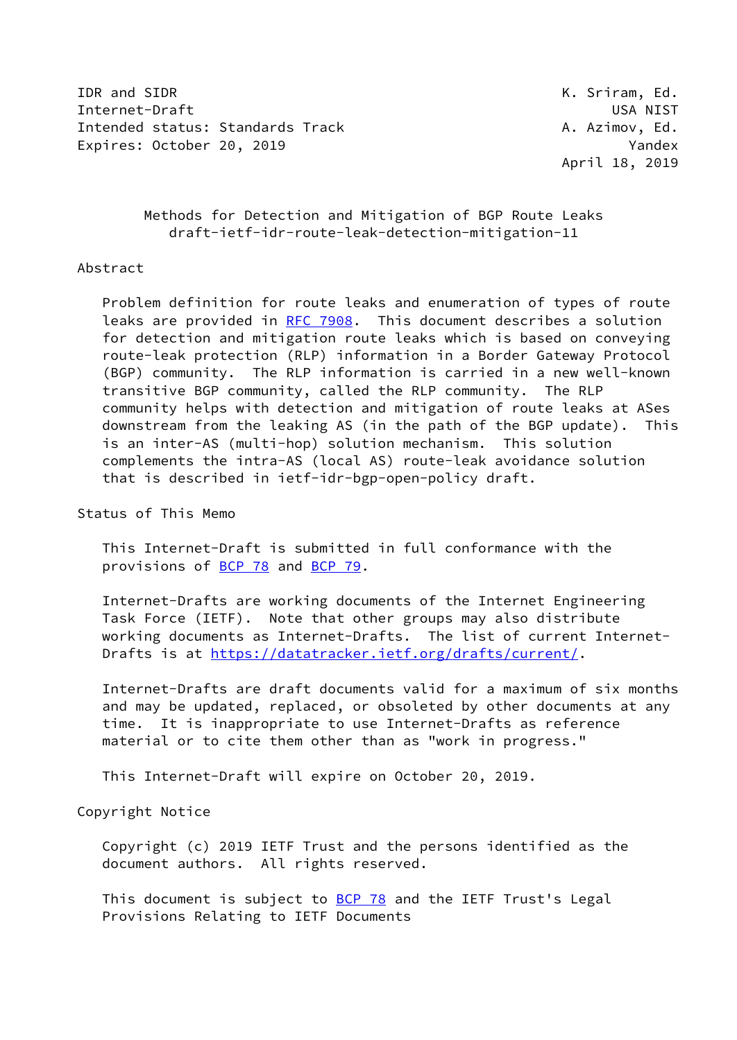IDR and SIDR K. Sriram, Ed.
Internet-Draft USA NIST
Intended status: Standards Track A. Azimov, Ed.
Expires: October 20, 2019 Yandex
April 18, 2019

# Methods for Detection and Mitigation of BGP Route Leaks
## draft-ietf-idr-route-leak-detection-mitigation-11

## Abstract

Problem definition for route leaks and enumeration of types of route leaks are provided in RFC 7908. This document describes a solution for detection and mitigation route leaks which is based on conveying route-leak protection (RLP) information in a Border Gateway Protocol (BGP) community. The RLP information is carried in a new well-known transitive BGP community, called the RLP community. The RLP community helps with detection and mitigation of route leaks at ASes downstream from the leaking AS (in the path of the BGP update). This is an inter-AS (multi-hop) solution mechanism. This solution complements the intra-AS (local AS) route-leak avoidance solution that is described in ietf-idr-bgp-open-policy draft.

## Status of This Memo

This Internet-Draft is submitted in full conformance with the provisions of BCP 78 and BCP 79.

Internet-Drafts are working documents of the Internet Engineering Task Force (IETF). Note that other groups may also distribute working documents as Internet-Drafts. The list of current Internet-Drafts is at https://datatracker.ietf.org/drafts/current/.

Internet-Drafts are draft documents valid for a maximum of six months and may be updated, replaced, or obsoleted by other documents at any time. It is inappropriate to use Internet-Drafts as reference material or to cite them other than as "work in progress."

This Internet-Draft will expire on October 20, 2019.

## Copyright Notice

Copyright (c) 2019 IETF Trust and the persons identified as the document authors. All rights reserved.

This document is subject to BCP 78 and the IETF Trust's Legal Provisions Relating to IETF Documents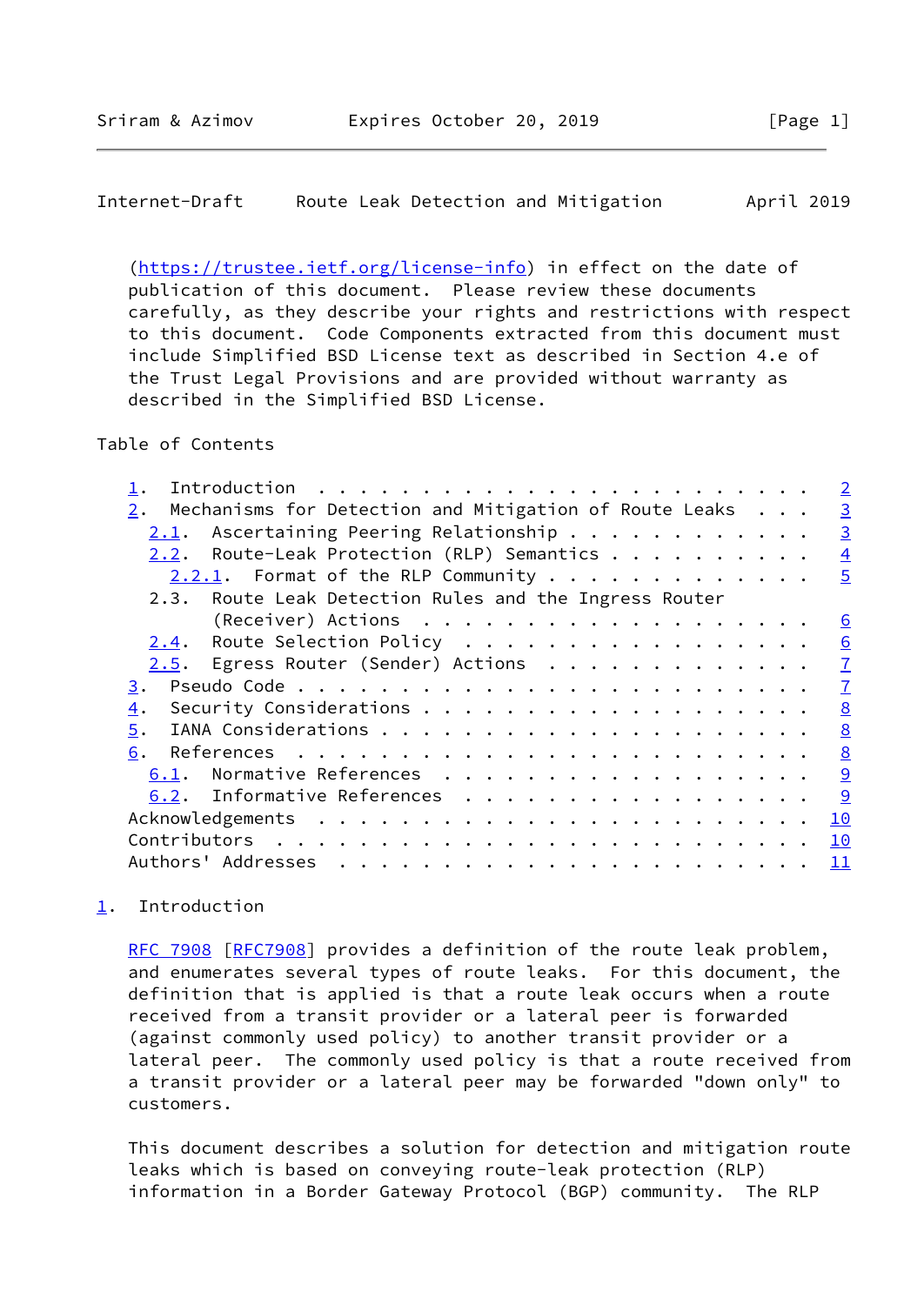(https://trustee.ietf.org/license-info) in effect on the date of publication of this document. Please review these documents carefully, as they describe your rights and restrictions with respect to this document. Code Components extracted from this document must include Simplified BSD License text as described in Section 4.e of the Trust Legal Provisions and are provided without warranty as described in the Simplified BSD License.

Table of Contents

```
   1.  Introduction  . . . . . . . . . . . . . . . . . . . . . . . .   2
   2.  Mechanisms for Detection and Mitigation of Route Leaks  . . .   3
     2.1.  Ascertaining Peering Relationship . . . . . . . . . . . .   3
     2.2.  Route-Leak Protection (RLP) Semantics . . . . . . . . . .   4
       2.2.1.  Format of the RLP Community . . . . . . . . . . . . .   5
     2.3.  Route Leak Detection Rules and the Ingress Router
           (Receiver) Actions  . . . . . . . . . . . . . . . . . . .   6
     2.4.  Route Selection Policy  . . . . . . . . . . . . . . . . .   6
     2.5.  Egress Router (Sender) Actions  . . . . . . . . . . . . .   7
   3.  Pseudo Code . . . . . . . . . . . . . . . . . . . . . . . . .   7
   4.  Security Considerations . . . . . . . . . . . . . . . . . . .   8
   5.  IANA Considerations . . . . . . . . . . . . . . . . . . . . .   8
   6.  References  . . . . . . . . . . . . . . . . . . . . . . . . .   8
     6.1.  Normative References  . . . . . . . . . . . . . . . . . .   9
     6.2.  Informative References  . . . . . . . . . . . . . . . . .   9
   Acknowledgements  . . . . . . . . . . . . . . . . . . . . . . . .  10
   Contributors  . . . . . . . . . . . . . . . . . . . . . . . . . .  10
   Authors' Addresses  . . . . . . . . . . . . . . . . . . . . . . .  11
```

## 1. Introduction

RFC 7908 [RFC7908] provides a definition of the route leak problem, and enumerates several types of route leaks. For this document, the definition that is applied is that a route leak occurs when a route received from a transit provider or a lateral peer is forwarded (against commonly used policy) to another transit provider or a lateral peer. The commonly used policy is that a route received from a transit provider or a lateral peer may be forwarded "down only" to customers.

This document describes a solution for detection and mitigation route leaks which is based on conveying route-leak protection (RLP) information in a Border Gateway Protocol (BGP) community. The RLP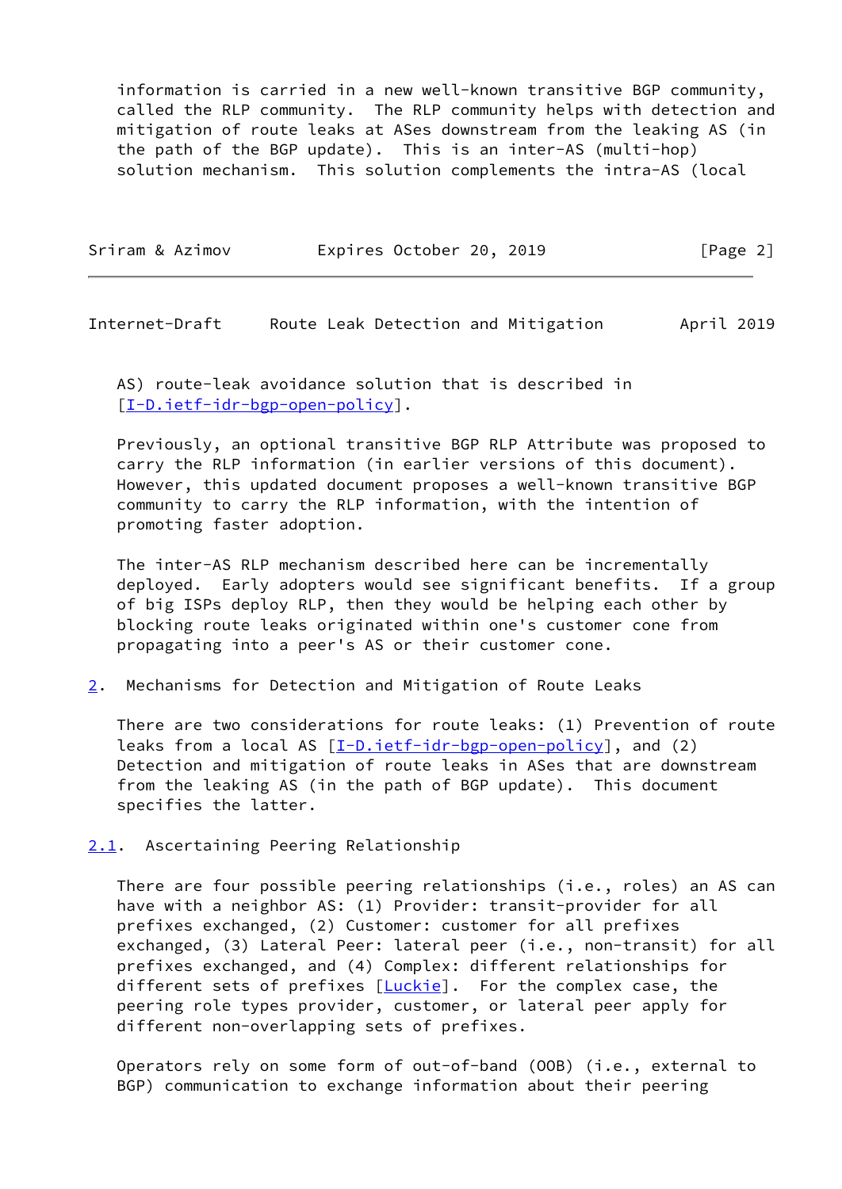information is carried in a new well-known transitive BGP community, called the RLP community. The RLP community helps with detection and mitigation of route leaks at ASes downstream from the leaking AS (in the path of the BGP update). This is an inter-AS (multi-hop) solution mechanism. This solution complements the intra-AS (local AS) route-leak avoidance solution that is described in [I-D.ietf-idr-bgp-open-policy].

Previously, an optional transitive BGP RLP Attribute was proposed to carry the RLP information (in earlier versions of this document). However, this updated document proposes a well-known transitive BGP community to carry the RLP information, with the intention of promoting faster adoption.

The inter-AS RLP mechanism described here can be incrementally deployed. Early adopters would see significant benefits. If a group of big ISPs deploy RLP, then they would be helping each other by blocking route leaks originated within one's customer cone from propagating into a peer's AS or their customer cone.

## 2. Mechanisms for Detection and Mitigation of Route Leaks

There are two considerations for route leaks: (1) Prevention of route leaks from a local AS [I-D.ietf-idr-bgp-open-policy], and (2) Detection and mitigation of route leaks in ASes that are downstream from the leaking AS (in the path of BGP update). This document specifies the latter.

### 2.1. Ascertaining Peering Relationship

There are four possible peering relationships (i.e., roles) an AS can have with a neighbor AS: (1) Provider: transit-provider for all prefixes exchanged, (2) Customer: customer for all prefixes exchanged, (3) Lateral Peer: lateral peer (i.e., non-transit) for all prefixes exchanged, and (4) Complex: different relationships for different sets of prefixes [Luckie]. For the complex case, the peering role types provider, customer, or lateral peer apply for different non-overlapping sets of prefixes.

Operators rely on some form of out-of-band (OOB) (i.e., external to BGP) communication to exchange information about their peering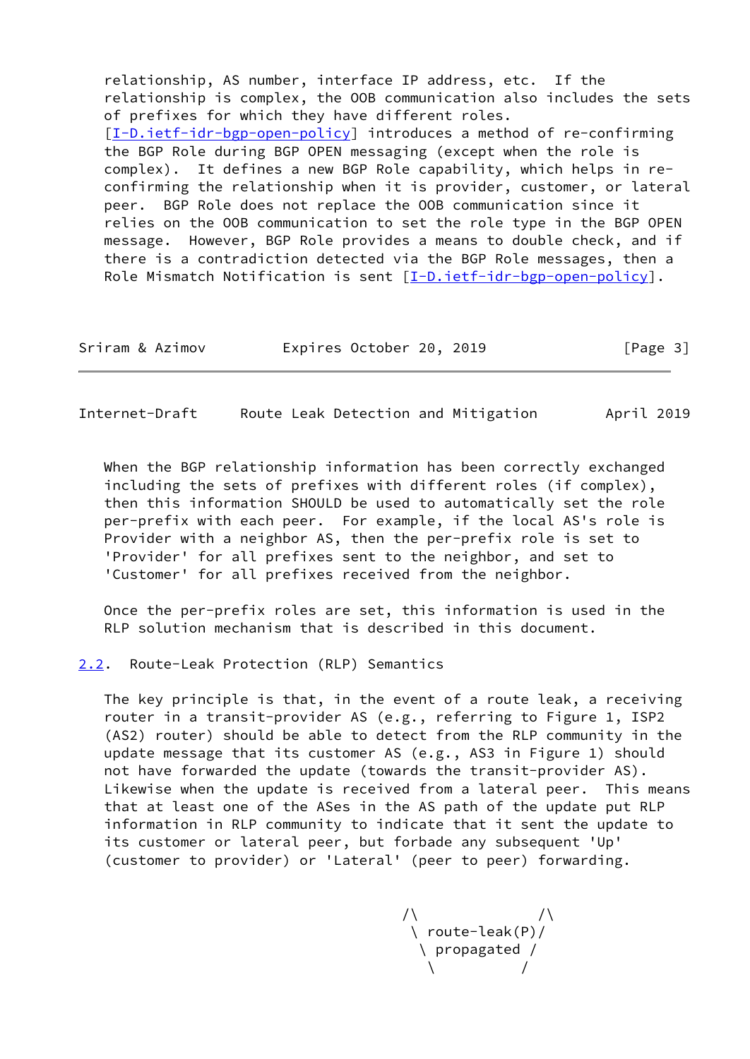relationship, AS number, interface IP address, etc. If the relationship is complex, the OOB communication also includes the sets of prefixes for which they have different roles. [I-D.ietf-idr-bgp-open-policy] introduces a method of re-confirming the BGP Role during BGP OPEN messaging (except when the role is complex). It defines a new BGP Role capability, which helps in re-confirming the relationship when it is provider, customer, or lateral peer. BGP Role does not replace the OOB communication since it relies on the OOB communication to set the role type in the BGP OPEN message. However, BGP Role provides a means to double check, and if there is a contradiction detected via the BGP Role messages, then a Role Mismatch Notification is sent [I-D.ietf-idr-bgp-open-policy].

When the BGP relationship information has been correctly exchanged including the sets of prefixes with different roles (if complex), then this information SHOULD be used to automatically set the role per-prefix with each peer. For example, if the local AS's role is Provider with a neighbor AS, then the per-prefix role is set to 'Provider' for all prefixes sent to the neighbor, and set to 'Customer' for all prefixes received from the neighbor.

Once the per-prefix roles are set, this information is used in the RLP solution mechanism that is described in this document.

## 2.2. Route-Leak Protection (RLP) Semantics

The key principle is that, in the event of a route leak, a receiving router in a transit-provider AS (e.g., referring to Figure 1, ISP2 (AS2) router) should be able to detect from the RLP community in the update message that its customer AS (e.g., AS3 in Figure 1) should not have forwarded the update (towards the transit-provider AS). Likewise when the update is received from a lateral peer. This means that at least one of the ASes in the AS path of the update put RLP information in RLP community to indicate that it sent the update to its customer or lateral peer, but forbade any subsequent 'Up' (customer to provider) or 'Lateral' (peer to peer) forwarding.

```
                                          /\              /\
                                           \ route-leak(P)/
                                            \ propagated /
                                             \          /
```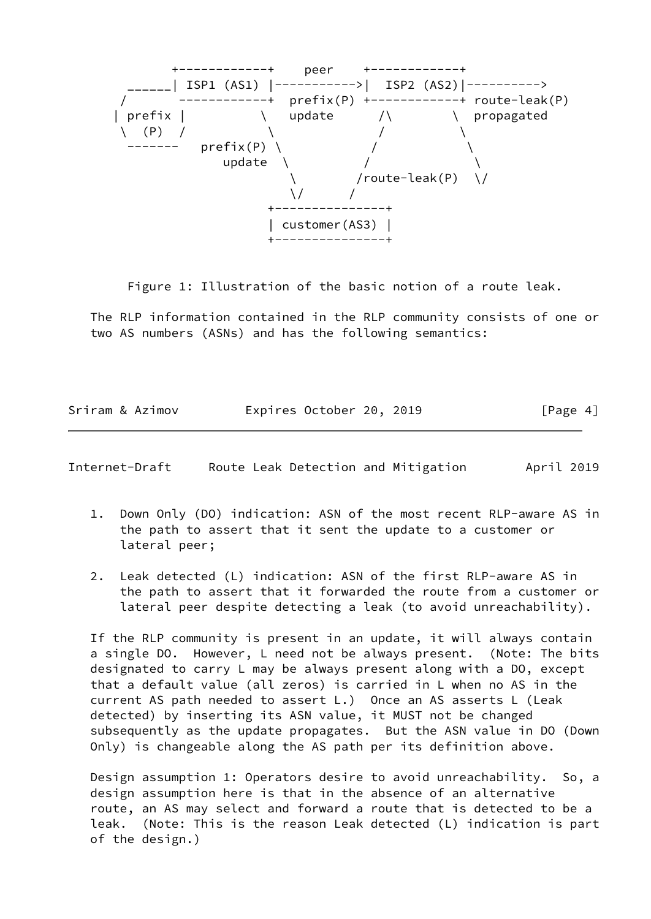```
              +------------+    peer    +------------+
        ______| ISP1 (AS1) |----------->|  ISP2 (AS2)|---------->
       /       ------------+  prefix(P) +------------+ route-leak(P)
      | prefix |          \   update      /\        \  propagated
       \  (P)  /           \             /           \
        -------   prefix(P) \           /             \
                     update  \         /               \
                              \       /route-leak(P)  \/
                              \/      /
                           +---------------+
                           | customer(AS3) |
                           +---------------+
```

Figure 1: Illustration of the basic notion of a route leak.

The RLP information contained in the RLP community consists of one or two AS numbers (ASNs) and has the following semantics:

1. Down Only (DO) indication: ASN of the most recent RLP-aware AS in the path to assert that it sent the update to a customer or lateral peer;

2. Leak detected (L) indication: ASN of the first RLP-aware AS in the path to assert that it forwarded the route from a customer or lateral peer despite detecting a leak (to avoid unreachability).

If the RLP community is present in an update, it will always contain a single DO. However, L need not be always present. (Note: The bits designated to carry L may be always present along with a DO, except that a default value (all zeros) is carried in L when no AS in the current AS path needed to assert L.) Once an AS asserts L (Leak detected) by inserting its ASN value, it MUST not be changed subsequently as the update propagates. But the ASN value in DO (Down Only) is changeable along the AS path per its definition above.

Design assumption 1: Operators desire to avoid unreachability. So, a design assumption here is that in the absence of an alternative route, an AS may select and forward a route that is detected to be a leak. (Note: This is the reason Leak detected (L) indication is part of the design.)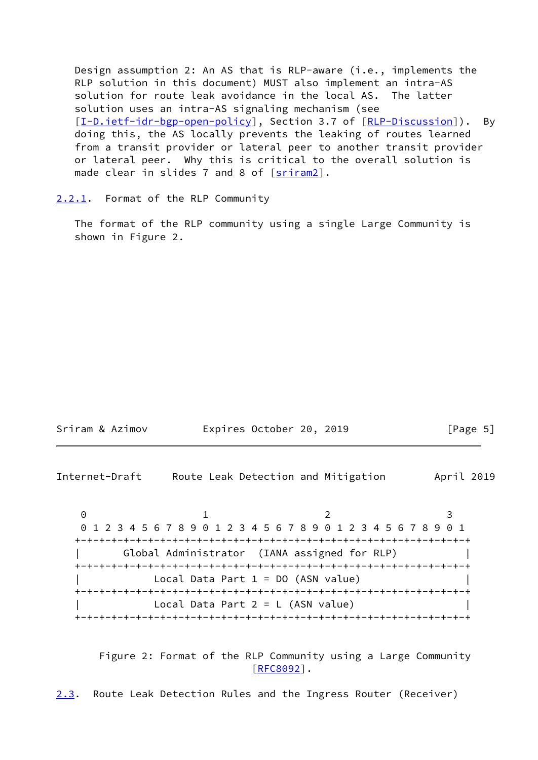Design assumption 2: An AS that is RLP-aware (i.e., implements the RLP solution in this document) MUST also implement an intra-AS solution for route leak avoidance in the local AS. The latter solution uses an intra-AS signaling mechanism (see [I-D.ietf-idr-bgp-open-policy], Section 3.7 of [RLP-Discussion]). By doing this, the AS locally prevents the leaking of routes learned from a transit provider or lateral peer to another transit provider or lateral peer. Why this is critical to the overall solution is made clear in slides 7 and 8 of [sriram2].

### 2.2.1. Format of the RLP Community

The format of the RLP community using a single Large Community is shown in Figure 2.

```
 0                   1                   2                   3
 0 1 2 3 4 5 6 7 8 9 0 1 2 3 4 5 6 7 8 9 0 1 2 3 4 5 6 7 8 9 0 1
+-+-+-+-+-+-+-+-+-+-+-+-+-+-+-+-+-+-+-+-+-+-+-+-+-+-+-+-+-+-+-+-+
|       Global Administrator  (IANA assigned for RLP)           |
+-+-+-+-+-+-+-+-+-+-+-+-+-+-+-+-+-+-+-+-+-+-+-+-+-+-+-+-+-+-+-+-+
|            Local Data Part 1 = DO (ASN value)                 |
+-+-+-+-+-+-+-+-+-+-+-+-+-+-+-+-+-+-+-+-+-+-+-+-+-+-+-+-+-+-+-+-+
|            Local Data Part 2 = L (ASN value)                  |
+-+-+-+-+-+-+-+-+-+-+-+-+-+-+-+-+-+-+-+-+-+-+-+-+-+-+-+-+-+-+-+-+
```

Figure 2: Format of the RLP Community using a Large Community [RFC8092].

### 2.3. Route Leak Detection Rules and the Ingress Router (Receiver)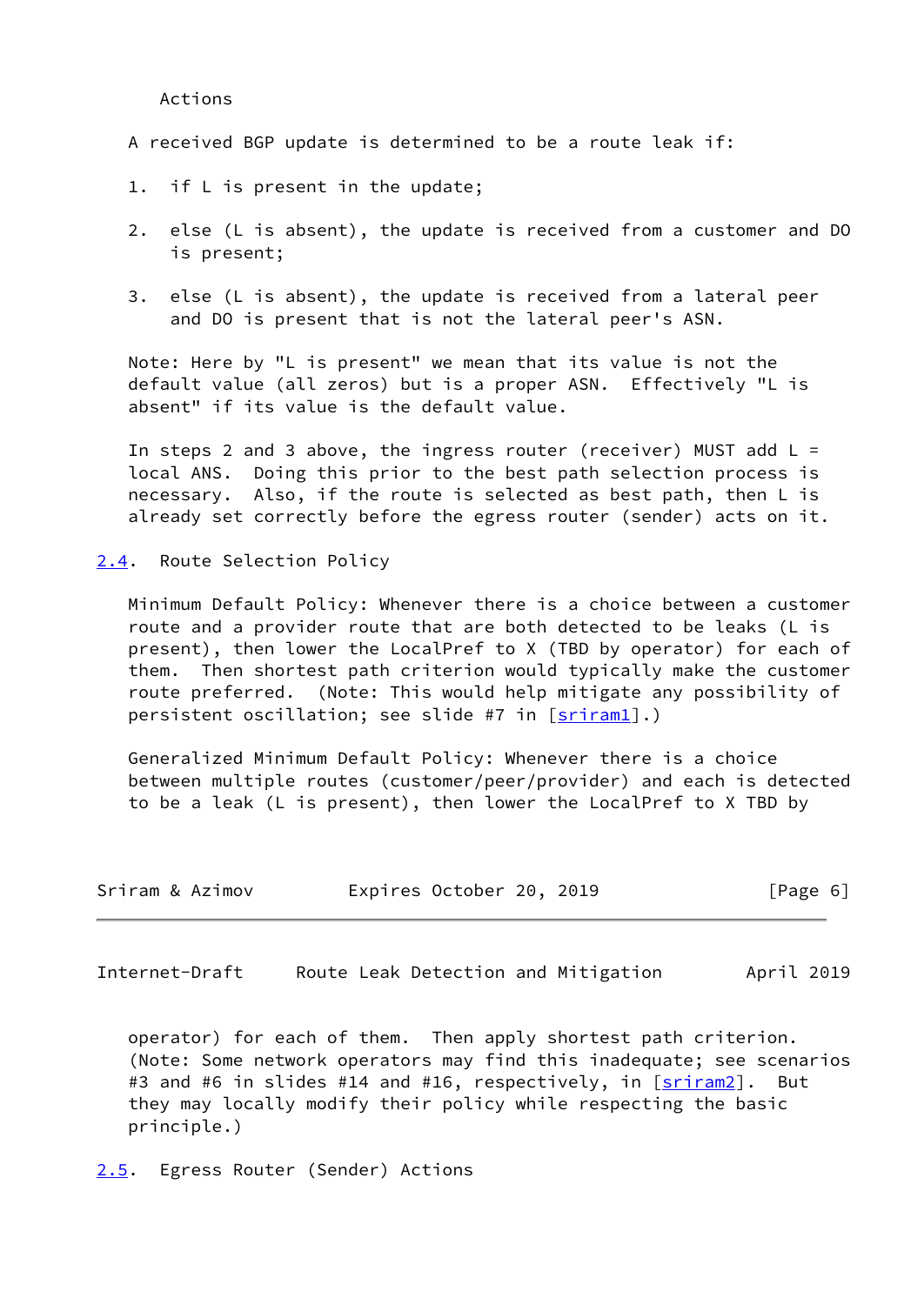Actions

A received BGP update is determined to be a route leak if:

1. if L is present in the update;

2. else (L is absent), the update is received from a customer and DO is present;

3. else (L is absent), the update is received from a lateral peer and DO is present that is not the lateral peer's ASN.

Note: Here by "L is present" we mean that its value is not the default value (all zeros) but is a proper ASN. Effectively "L is absent" if its value is the default value.

In steps 2 and 3 above, the ingress router (receiver) MUST add L = local ANS. Doing this prior to the best path selection process is necessary. Also, if the route is selected as best path, then L is already set correctly before the egress router (sender) acts on it.

## 2.4. Route Selection Policy

Minimum Default Policy: Whenever there is a choice between a customer route and a provider route that are both detected to be leaks (L is present), then lower the LocalPref to X (TBD by operator) for each of them. Then shortest path criterion would typically make the customer route preferred. (Note: This would help mitigate any possibility of persistent oscillation; see slide #7 in [sriram1].)

Generalized Minimum Default Policy: Whenever there is a choice between multiple routes (customer/peer/provider) and each is detected to be a leak (L is present), then lower the LocalPref to X TBD by operator) for each of them. Then apply shortest path criterion. (Note: Some network operators may find this inadequate; see scenarios #3 and #6 in slides #14 and #16, respectively, in [sriram2]. But they may locally modify their policy while respecting the basic principle.)

## 2.5. Egress Router (Sender) Actions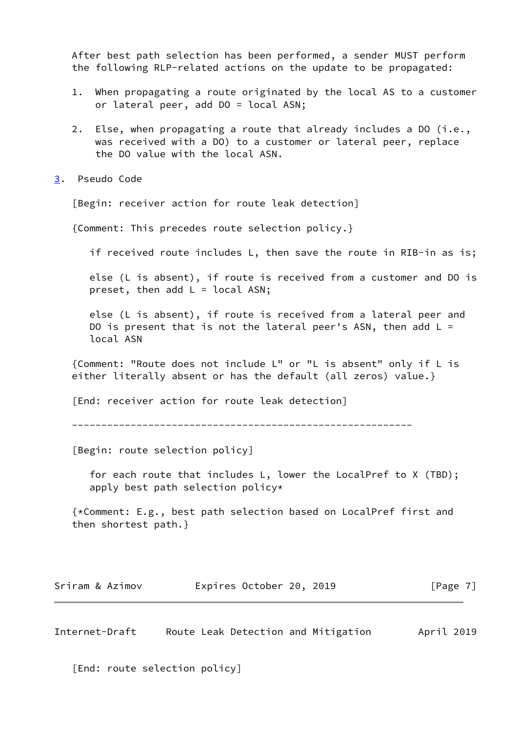After best path selection has been performed, a sender MUST perform the following RLP-related actions on the update to be propagated:

1. When propagating a route originated by the local AS to a customer or lateral peer, add DO = local ASN;

2. Else, when propagating a route that already includes a DO (i.e., was received with a DO) to a customer or lateral peer, replace the DO value with the local ASN.

## 3. Pseudo Code

```
[Begin: receiver action for route leak detection]

{Comment: This precedes route selection policy.}

   if received route includes L, then save the route in RIB-in as is;

   else (L is absent), if route is received from a customer and DO is
   preset, then add L = local ASN;

   else (L is absent), if route is received from a lateral peer and
   DO is present that is not the lateral peer's ASN, then add L =
   local ASN

{Comment: "Route does not include L" or "L is absent" only if L is
either literally absent or has the default (all zeros) value.}

[End: receiver action for route leak detection]

----------------------------------------------------------

[Begin: route selection policy]

   for each route that includes L, lower the LocalPref to X (TBD);
   apply best path selection policy*

{*Comment: E.g., best path selection based on LocalPref first and
then shortest path.}

[End: route selection policy]
```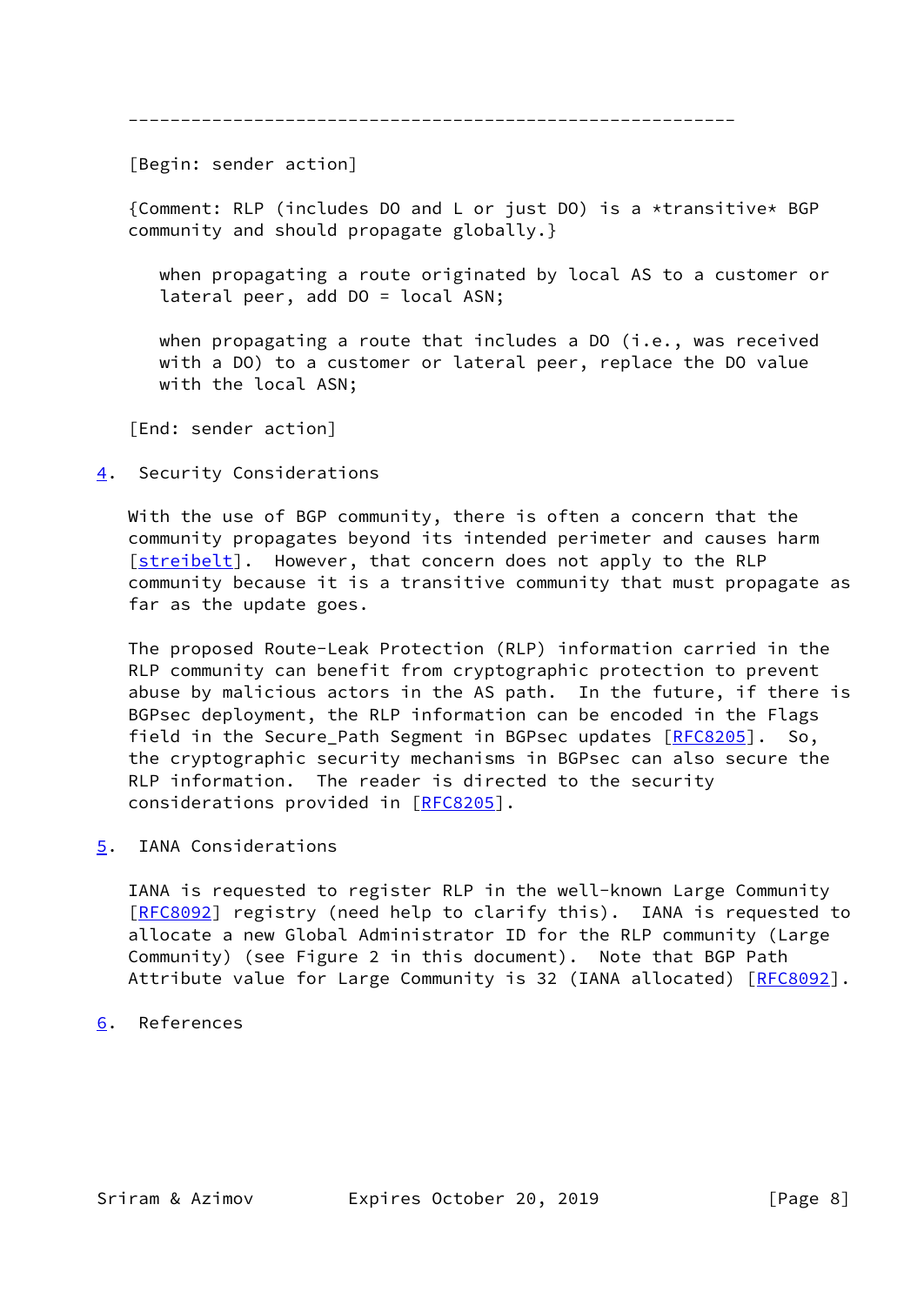---------------------------------------------------------

[Begin: sender action]

{Comment: RLP (includes DO and L or just DO) is a *transitive* BGP community and should propagate globally.}

> when propagating a route originated by local AS to a customer or lateral peer, add DO = local ASN;
>
> when propagating a route that includes a DO (i.e., was received with a DO) to a customer or lateral peer, replace the DO value with the local ASN;

[End: sender action]

## 4. Security Considerations

With the use of BGP community, there is often a concern that the community propagates beyond its intended perimeter and causes harm [streibelt]. However, that concern does not apply to the RLP community because it is a transitive community that must propagate as far as the update goes.

The proposed Route-Leak Protection (RLP) information carried in the RLP community can benefit from cryptographic protection to prevent abuse by malicious actors in the AS path. In the future, if there is BGPsec deployment, the RLP information can be encoded in the Flags field in the Secure_Path Segment in BGPsec updates [RFC8205]. So, the cryptographic security mechanisms in BGPsec can also secure the RLP information. The reader is directed to the security considerations provided in [RFC8205].

## 5. IANA Considerations

IANA is requested to register RLP in the well-known Large Community [RFC8092] registry (need help to clarify this). IANA is requested to allocate a new Global Administrator ID for the RLP community (Large Community) (see Figure 2 in this document). Note that BGP Path Attribute value for Large Community is 32 (IANA allocated) [RFC8092].

## 6. References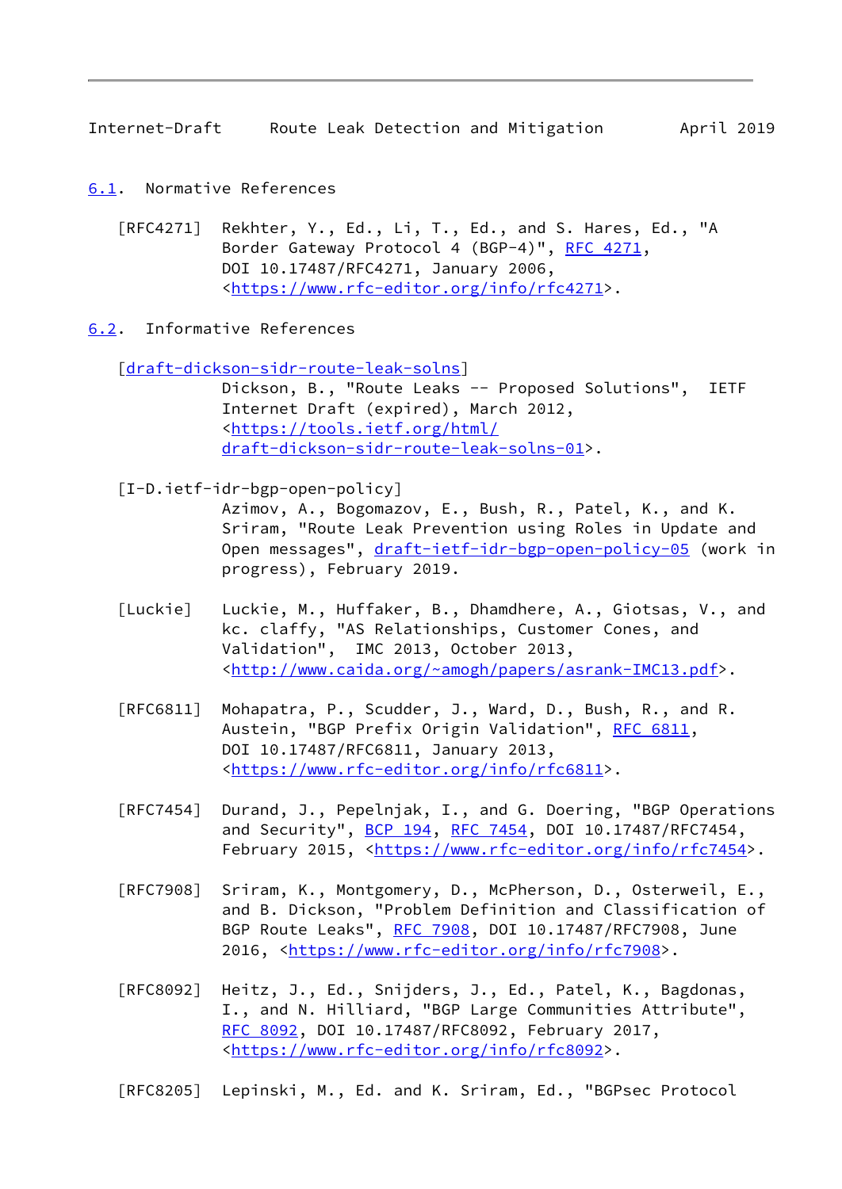### 6.1. Normative References

[RFC4271] Rekhter, Y., Ed., Li, T., Ed., and S. Hares, Ed., "A Border Gateway Protocol 4 (BGP-4)", RFC 4271, DOI 10.17487/RFC4271, January 2006, <https://www.rfc-editor.org/info/rfc4271>.

### 6.2. Informative References

[draft-dickson-sidr-route-leak-solns] Dickson, B., "Route Leaks -- Proposed Solutions", IETF Internet Draft (expired), March 2012, <https://tools.ietf.org/html/draft-dickson-sidr-route-leak-solns-01>.

[I-D.ietf-idr-bgp-open-policy] Azimov, A., Bogomazov, E., Bush, R., Patel, K., and K. Sriram, "Route Leak Prevention using Roles in Update and Open messages", draft-ietf-idr-bgp-open-policy-05 (work in progress), February 2019.

[Luckie] Luckie, M., Huffaker, B., Dhamdhere, A., Giotsas, V., and kc. claffy, "AS Relationships, Customer Cones, and Validation", IMC 2013, October 2013, <http://www.caida.org/~amogh/papers/asrank-IMC13.pdf>.

[RFC6811] Mohapatra, P., Scudder, J., Ward, D., Bush, R., and R. Austein, "BGP Prefix Origin Validation", RFC 6811, DOI 10.17487/RFC6811, January 2013, <https://www.rfc-editor.org/info/rfc6811>.

[RFC7454] Durand, J., Pepelnjak, I., and G. Doering, "BGP Operations and Security", BCP 194, RFC 7454, DOI 10.17487/RFC7454, February 2015, <https://www.rfc-editor.org/info/rfc7454>.

[RFC7908] Sriram, K., Montgomery, D., McPherson, D., Osterweil, E., and B. Dickson, "Problem Definition and Classification of BGP Route Leaks", RFC 7908, DOI 10.17487/RFC7908, June 2016, <https://www.rfc-editor.org/info/rfc7908>.

[RFC8092] Heitz, J., Ed., Snijders, J., Ed., Patel, K., Bagdonas, I., and N. Hilliard, "BGP Large Communities Attribute", RFC 8092, DOI 10.17487/RFC8092, February 2017, <https://www.rfc-editor.org/info/rfc8092>.

[RFC8205] Lepinski, M., Ed. and K. Sriram, Ed., "BGPsec Protocol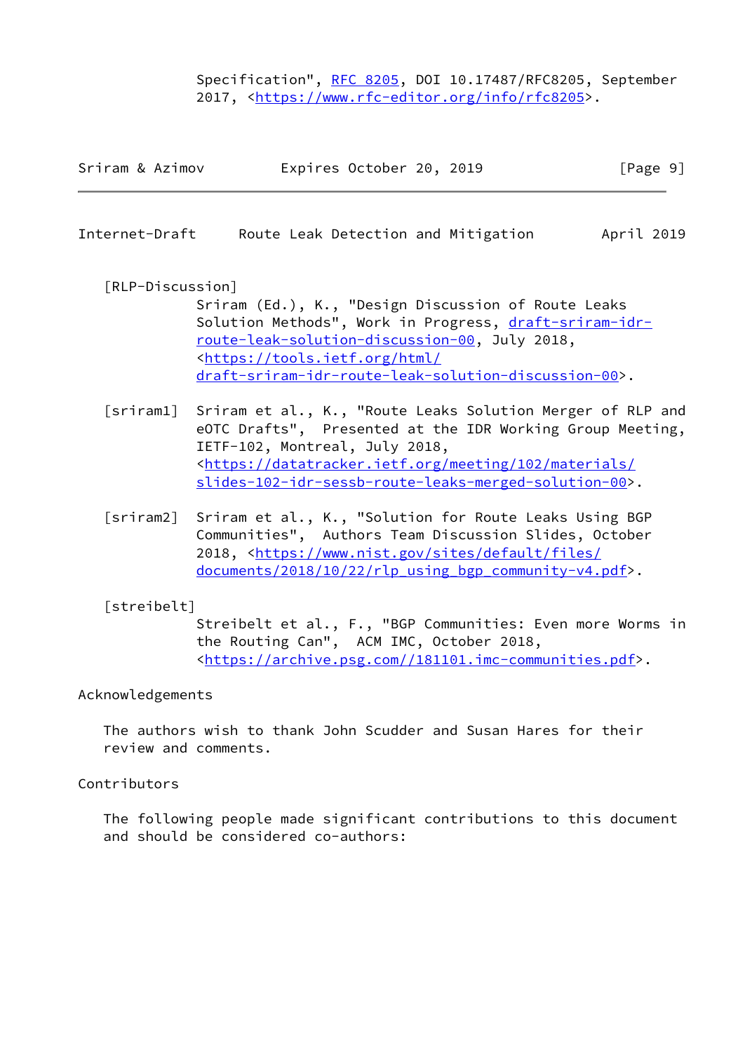Specification", RFC 8205, DOI 10.17487/RFC8205, September 2017, <https://www.rfc-editor.org/info/rfc8205>.

[RLP-Discussion]
Sriram (Ed.), K., "Design Discussion of Route Leaks Solution Methods", Work in Progress, draft-sriram-idr-route-leak-solution-discussion-00, July 2018, <https://tools.ietf.org/html/draft-sriram-idr-route-leak-solution-discussion-00>.

[sriram1] Sriram et al., K., "Route Leaks Solution Merger of RLP and eOTC Drafts", Presented at the IDR Working Group Meeting, IETF-102, Montreal, July 2018, <https://datatracker.ietf.org/meeting/102/materials/slides-102-idr-sessb-route-leaks-merged-solution-00>.

[sriram2] Sriram et al., K., "Solution for Route Leaks Using BGP Communities", Authors Team Discussion Slides, October 2018, <https://www.nist.gov/sites/default/files/documents/2018/10/22/rlp_using_bgp_community-v4.pdf>.

[streibelt]
Streibelt et al., F., "BGP Communities: Even more Worms in the Routing Can", ACM IMC, October 2018, <https://archive.psg.com//181101.imc-communities.pdf>.

## Acknowledgements

The authors wish to thank John Scudder and Susan Hares for their review and comments.

## Contributors

The following people made significant contributions to this document and should be considered co-authors: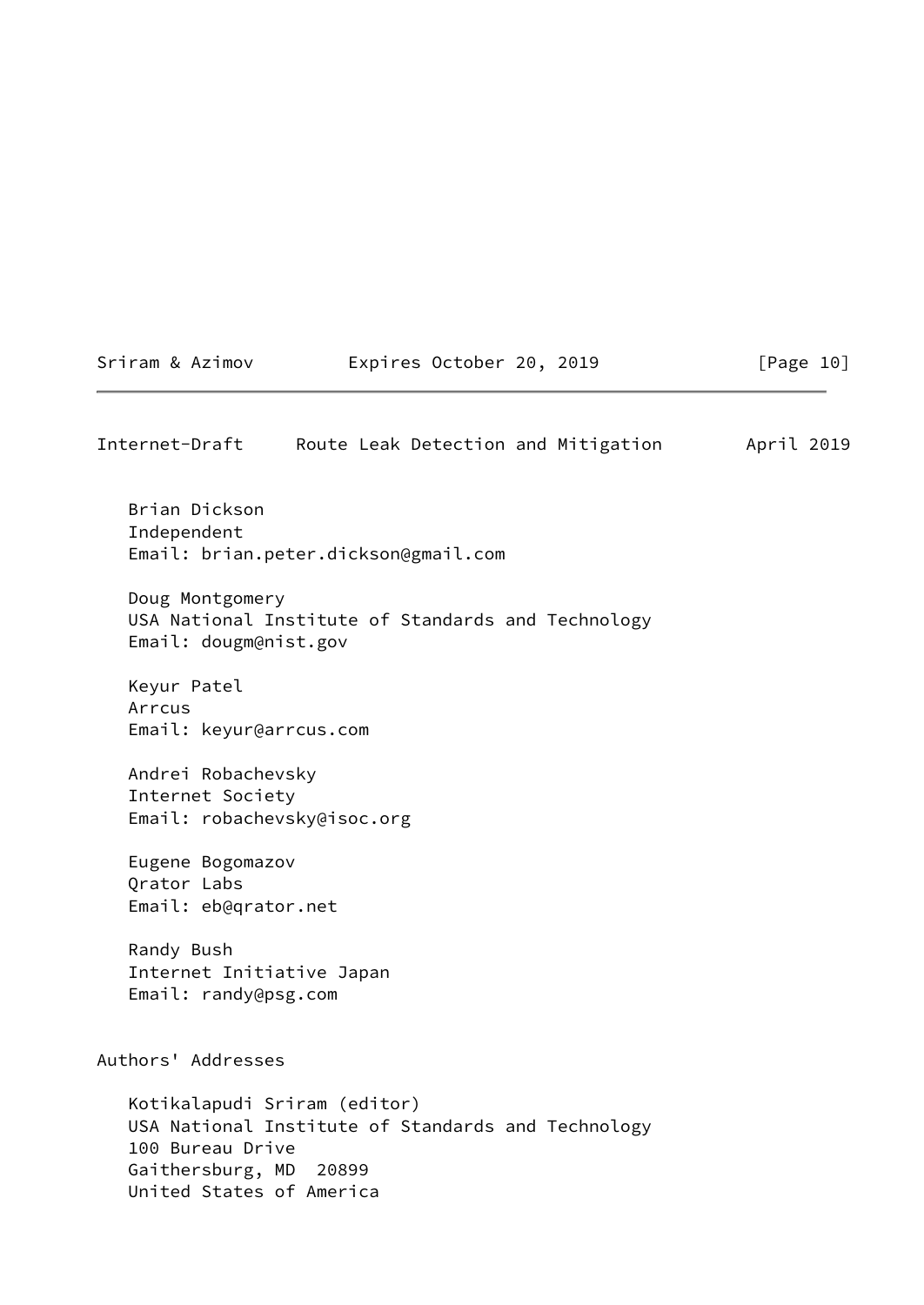Brian Dickson
Independent
Email: brian.peter.dickson@gmail.com

Doug Montgomery
USA National Institute of Standards and Technology
Email: dougm@nist.gov

Keyur Patel
Arrcus
Email: keyur@arrcus.com

Andrei Robachevsky
Internet Society
Email: robachevsky@isoc.org

Eugene Bogomazov
Qrator Labs
Email: eb@qrator.net

Randy Bush
Internet Initiative Japan
Email: randy@psg.com

## Authors' Addresses

Kotikalapudi Sriram (editor)
USA National Institute of Standards and Technology
100 Bureau Drive
Gaithersburg, MD  20899
United States of America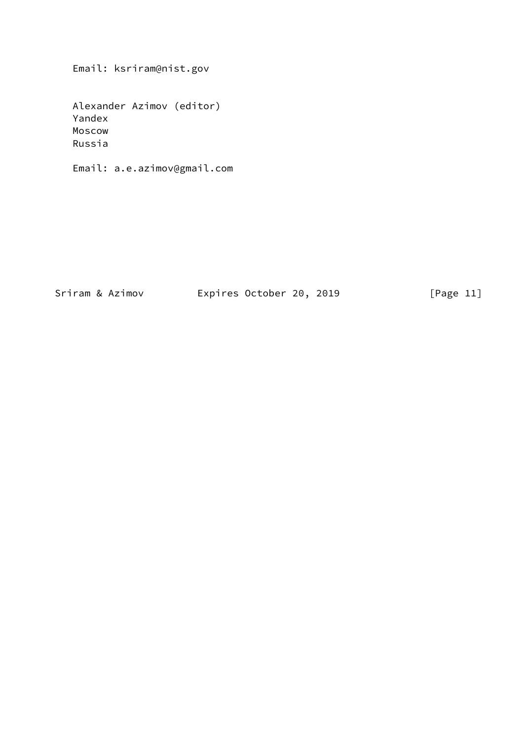Email: ksriram@nist.gov

Alexander Azimov (editor)
Yandex
Moscow
Russia

Email: a.e.azimov@gmail.com